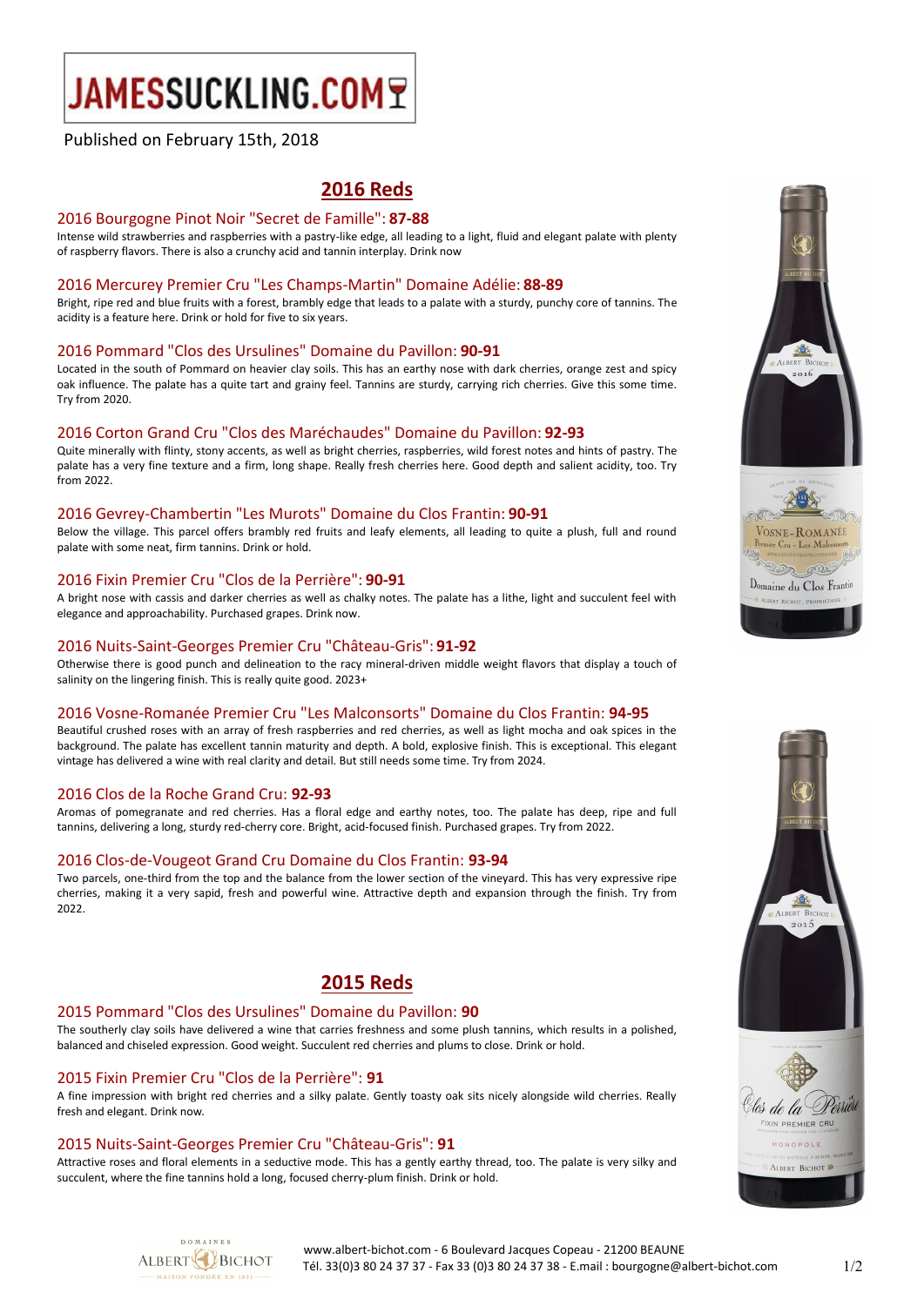# JAMESSUCKLING.COM

Published on February 15th, 2018

## 2016 Reds

### 2016 Bourgogne Pinot Noir "Secret de Famille": **87-88**

Intense wild strawberries and raspberries with a pastry-like edge, all leading to a light, fluid and elegant palate with plenty of raspberry flavors. There is also a crunchy acid and tannin interplay. Drink now

### 2016 Mercurey Premier Cru "Les Champs-Martin" Domaine Adélie: **88-89**

Bright, ripe red and blue fruits with a forest, brambly edge that leads to a palate with a sturdy, punchy core of tannins. The acidity is a feature here. Drink or hold for five to six years.

### 2016 Pommard "Clos des Ursulines" Domaine du Pavillon: **90-91**

Located in the south of Pommard on heavier clay soils. This has an earthy nose with dark cherries, orange zest and spicy oak influence. The palate has a quite tart and grainy feel. Tannins are sturdy, carrying rich cherries. Give this some time. Try from 2020.

### 2016 Corton Grand Cru "Clos des Maréchaudes" Domaine du Pavillon: **92-93**

Quite minerally with flinty, stony accents, as well as bright cherries, raspberries, wild forest notes and hints of pastry. The palate has a very fine texture and a firm, long shape. Really fresh cherries here. Good depth and salient acidity, too. Try from 2022.

### 2016 Gevrey-Chambertin "Les Murots" Domaine du Clos Frantin: **90-91**

Below the village. This parcel offers brambly red fruits and leafy elements, all leading to quite a plush, full and round palate with some neat, firm tannins. Drink or hold.

### 2016 Fixin Premier Cru "Clos de la Perrière": **90-91**

A bright nose with cassis and darker cherries as well as chalky notes. The palate has a lithe, light and succulent feel with elegance and approachability. Purchased grapes. Drink now.

### 2016 Nuits-Saint-Georges Premier Cru "Château-Gris": **91-92**

Otherwise there is good punch and delineation to the racy mineral-driven middle weight flavors that display a touch of salinity on the lingering finish. This is really quite good. 2023+

### 2016 Vosne-Romanée Premier Cru "Les Malconsorts" Domaine du Clos Frantin: **94-95**

Beautiful crushed roses with an array of fresh raspberries and red cherries, as well as light mocha and oak spices in the background. The palate has excellent tannin maturity and depth. A bold, explosive finish. This is exceptional. This elegant vintage has delivered a wine with real clarity and detail. But still needs some time. Try from 2024.

### 2016 Clos de la Roche Grand Cru: **92-93**

Aromas of pomegranate and red cherries. Has a floral edge and earthy notes, too. The palate has deep, ripe and full tannins, delivering a long, sturdy red-cherry core. Bright, acid-focused finish. Purchased grapes. Try from 2022.

### 2016 Clos-de-Vougeot Grand Cru Domaine du Clos Frantin: **93-94**

Two parcels, one-third from the top and the balance from the lower section of the vineyard. This has very expressive ripe cherries, making it a very sapid, fresh and powerful wine. Attractive depth and expansion through the finish. Try from 2022.

## 2015 Reds

### 2015 Pommard "Clos des Ursulines" Domaine du Pavillon: **90**

The southerly clay soils have delivered a wine that carries freshness and some plush tannins, which results in a polished, balanced and chiseled expression. Good weight. Succulent red cherries and plums to close. Drink or hold.

### 2015 Fixin Premier Cru "Clos de la Perrière": **91**

A fine impression with bright red cherries and a silky palate. Gently toasty oak sits nicely alongside wild cherries. Really fresh and elegant. Drink now.

### 2015 Nuits-Saint-Georges Premier Cru "Château-Gris": **91**

Attractive roses and floral elements in a seductive mode. This has a gently earthy thread, too. The palate is very silky and succulent, where the fine tannins hold a long, focused cherry-plum finish. Drink or hold.

www.albert-bichot.com - 6 Boulevard Jacques Copeau - 21200 BEAUNE
Tél. 33(0)3 80 24 37 37 - Fax 33 (0)3 80 24 37 38 - E.mail : bourgogne@albert-bichot.com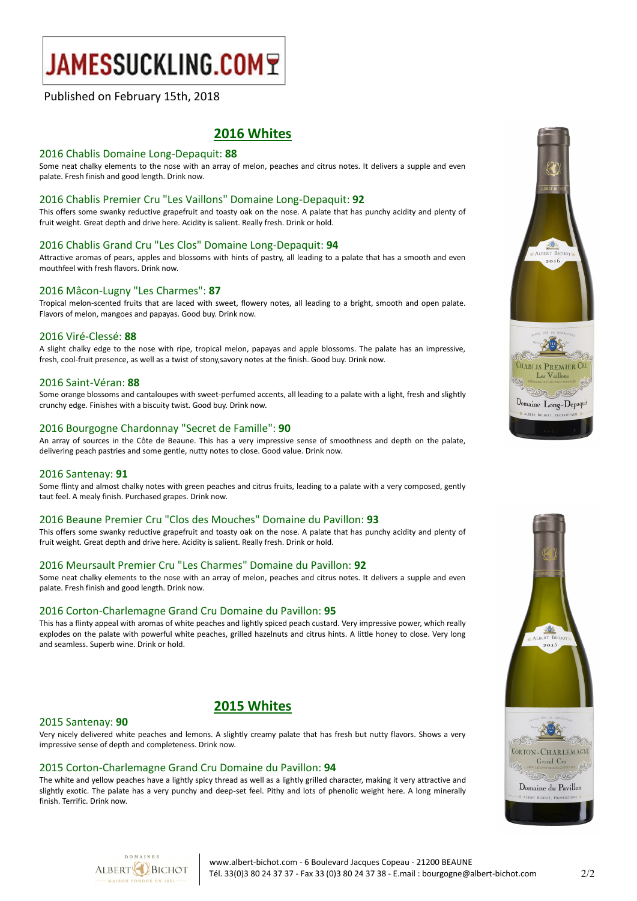JAMESSUCKLING.COM

Published on February 15th, 2018

## 2016 Whites

### 2016 Chablis Domaine Long-Depaquit: **88**

Some neat chalky elements to the nose with an array of melon, peaches and citrus notes. It delivers a supple and even palate. Fresh finish and good length. Drink now.

### 2016 Chablis Premier Cru "Les Vaillons" Domaine Long-Depaquit: **92**

This offers some swanky reductive grapefruit and toasty oak on the nose. A palate that has punchy acidity and plenty of fruit weight. Great depth and drive here. Acidity is salient. Really fresh. Drink or hold.

### 2016 Chablis Grand Cru "Les Clos" Domaine Long-Depaquit: **94**

Attractive aromas of pears, apples and blossoms with hints of pastry, all leading to a palate that has a smooth and even mouthfeel with fresh flavors. Drink now.

### 2016 Mâcon-Lugny "Les Charmes": **87**

Tropical melon-scented fruits that are laced with sweet, flowery notes, all leading to a bright, smooth and open palate. Flavors of melon, mangoes and papayas. Good buy. Drink now.

### 2016 Viré-Clessé: **88**

A slight chalky edge to the nose with ripe, tropical melon, papayas and apple blossoms. The palate has an impressive, fresh, cool-fruit presence, as well as a twist of stony,savory notes at the finish. Good buy. Drink now.

### 2016 Saint-Véran: **88**

Some orange blossoms and cantaloupes with sweet-perfumed accents, all leading to a palate with a light, fresh and slightly crunchy edge. Finishes with a biscuity twist. Good buy. Drink now.

### 2016 Bourgogne Chardonnay "Secret de Famille": **90**

An array of sources in the Côte de Beaune. This has a very impressive sense of smoothness and depth on the palate, delivering peach pastries and some gentle, nutty notes to close. Good value. Drink now.

### 2016 Santenay: **91**

Some flinty and almost chalky notes with green peaches and citrus fruits, leading to a palate with a very composed, gently taut feel. A mealy finish. Purchased grapes. Drink now.

### 2016 Beaune Premier Cru "Clos des Mouches" Domaine du Pavillon: **93**

This offers some swanky reductive grapefruit and toasty oak on the nose. A palate that has punchy acidity and plenty of fruit weight. Great depth and drive here. Acidity is salient. Really fresh. Drink or hold.

### 2016 Meursault Premier Cru "Les Charmes" Domaine du Pavillon: **92**

Some neat chalky elements to the nose with an array of melon, peaches and citrus notes. It delivers a supple and even palate. Fresh finish and good length. Drink now.

### 2016 Corton-Charlemagne Grand Cru Domaine du Pavillon: **95**

This has a flinty appeal with aromas of white peaches and lightly spiced peach custard. Very impressive power, which really explodes on the palate with powerful white peaches, grilled hazelnuts and citrus hints. A little honey to close. Very long and seamless. Superb wine. Drink or hold.

## 2015 Whites

### 2015 Santenay: **90**

Very nicely delivered white peaches and lemons. A slightly creamy palate that has fresh but nutty flavors. Shows a very impressive sense of depth and completeness. Drink now.

### 2015 Corton-Charlemagne Grand Cru Domaine du Pavillon: **94**

The white and yellow peaches have a lightly spicy thread as well as a lightly grilled character, making it very attractive and slightly exotic. The palate has a very punchy and deep-set feel. Pithy and lots of phenolic weight here. A long minerally finish. Terrific. Drink now.

www.albert-bichot.com - 6 Boulevard Jacques Copeau - 21200 BEAUNE
Tél. 33(0)3 80 24 37 37 - Fax 33 (0)3 80 24 37 38 - E.mail : bourgogne@albert-bichot.com